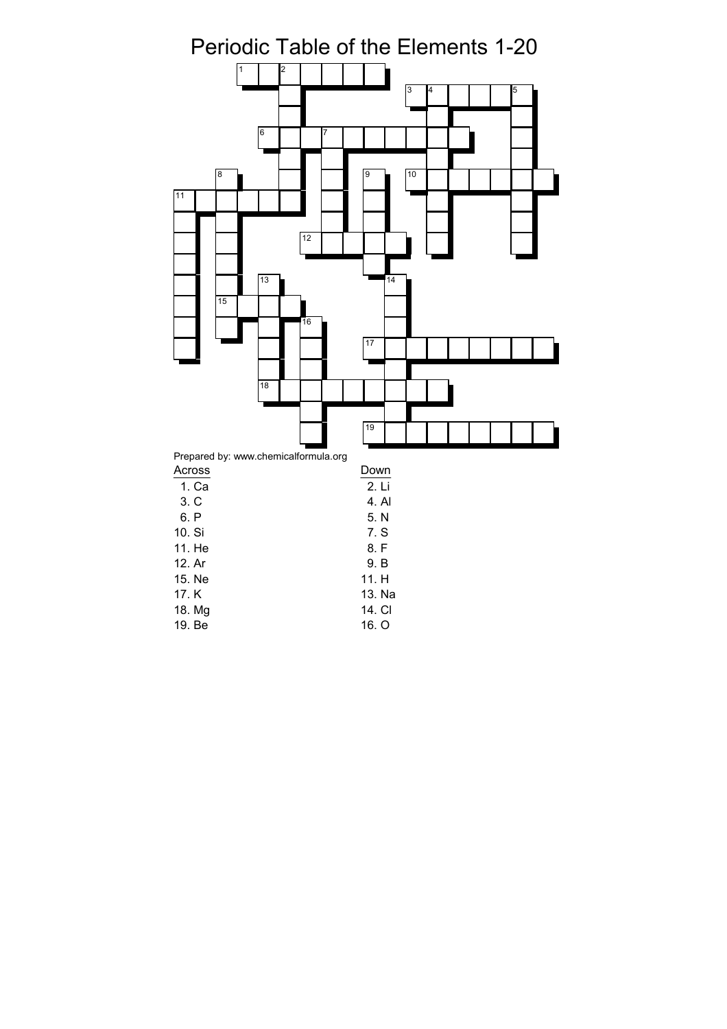# Periodic Table of the Elements 1-20

Prepared by: www.chemicalformula.org

**Across**

1. Ca
3. C
6. P
10. Si
11. He
12. Ar
15. Ne
17. K
18. Mg
19. Be

**Down**

2. Li
4. Al
5. N
7. S
8. F
9. B
11. H
13. Na
14. Cl
16. O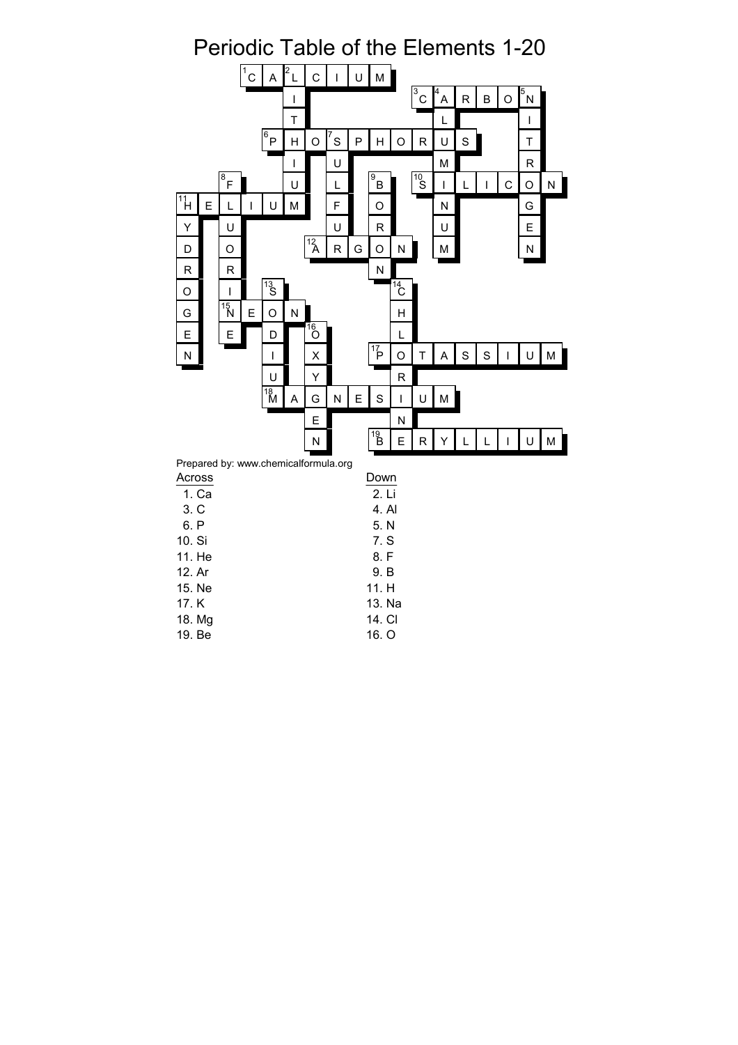# Periodic Table of the Elements 1-20

Prepared by: www.chemicalformula.org

**Across**

1. Ca — CALCIUM
3. C — CARBON
6. P — PHOSPHORUS
10. Si — SILICON
11. He — HELIUM
12. Ar — ARGON
15. Ne — NEON
17. K — POTASSIUM
18. Mg — MAGNESIUM
19. Be — BERYLLIUM

**Down**

2. Li — LITHIUM
4. Al — ALUMINUM
5. N — NITROGEN
7. S — SULFUR
8. F — FLUORINE
9. B — BORON
11. H — HYDROGEN
13. Na — SODIUM
14. Cl — CHLORINE
16. O — OXYGEN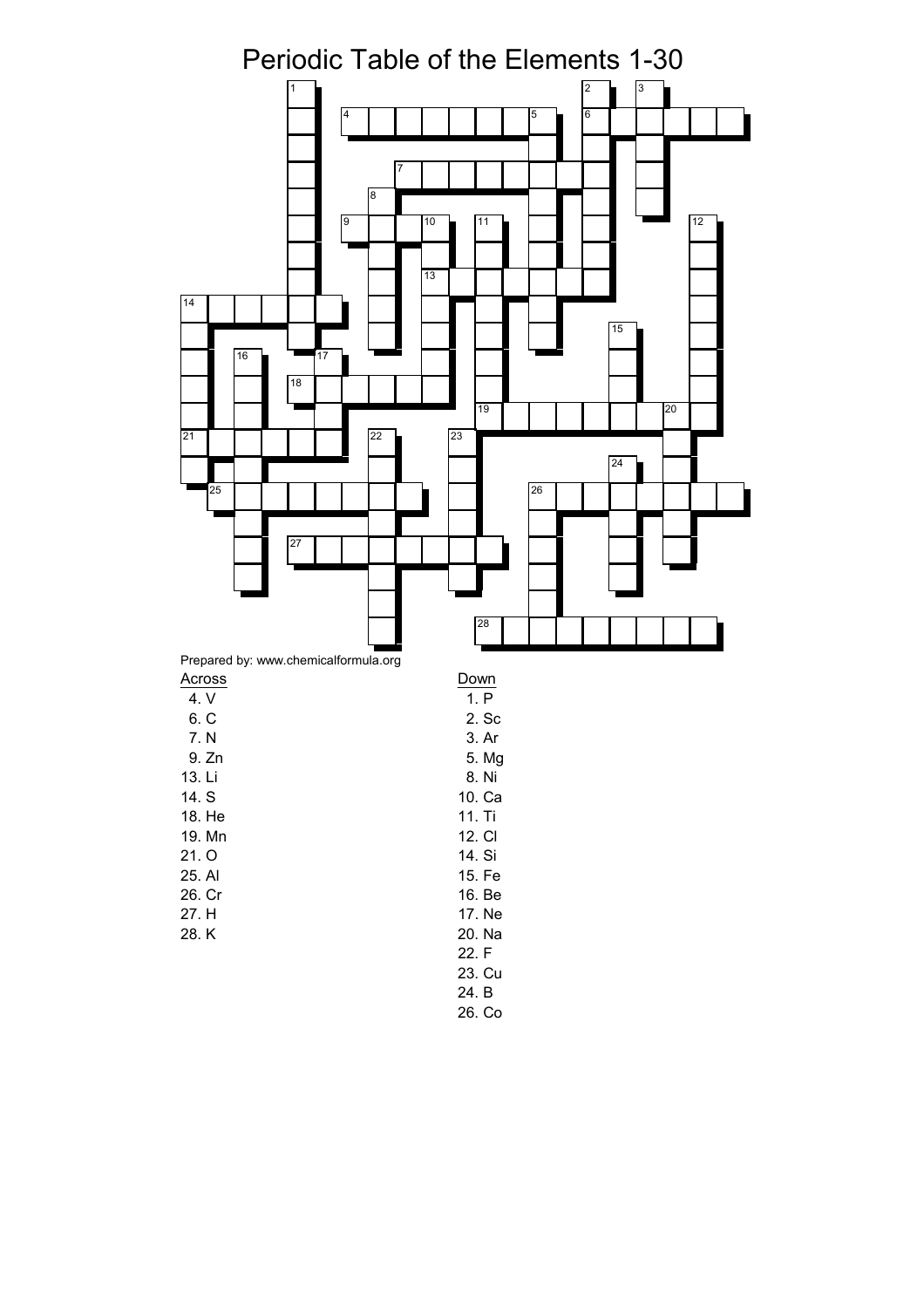# Periodic Table of the Elements 1-30

Prepared by: www.chemicalformula.org

**Across**

- 4. V
- 6. C
- 7. N
- 9. Zn
- 13. Li
- 14. S
- 18. He
- 19. Mn
- 21. O
- 25. Al
- 26. Cr
- 27. H
- 28. K

**Down**

- 1. P
- 2. Sc
- 3. Ar
- 5. Mg
- 8. Ni
- 10. Ca
- 11. Ti
- 12. Cl
- 14. Si
- 15. Fe
- 16. Be
- 17. Ne
- 20. Na
- 22. F
- 23. Cu
- 24. B
- 26. Co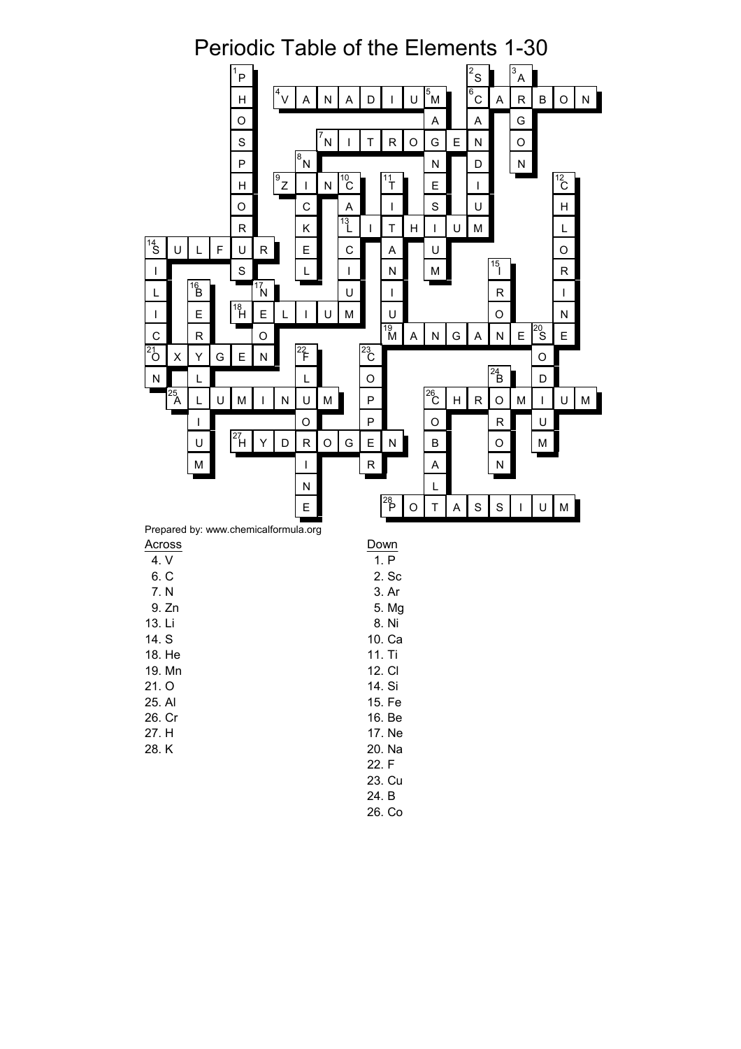# Periodic Table of the Elements 1-30

Prepared by: www.chemicalformula.org

**Across**

- 4. V
- 6. C
- 7. N
- 9. Zn
- 13. Li
- 14. S
- 18. He
- 19. Mn
- 21. O
- 25. Al
- 26. Cr
- 27. H
- 28. K

**Down**

- 1. P
- 2. Sc
- 3. Ar
- 5. Mg
- 8. Ni
- 10. Ca
- 11. Ti
- 12. Cl
- 14. Si
- 15. Fe
- 16. Be
- 17. Ne
- 20. Na
- 22. F
- 23. Cu
- 24. B
- 26. Co

**Answers (Across):** 4. VANADIUM, 6. CARBON, 7. NITROGEN, 9. ZINC, 13. LITHIUM, 14. SULFUR, 18. HELIUM, 19. MANGANESE, 21. OXYGEN, 25. ALUMINUM, 26. CHROMIUM, 27. HYDROGEN, 28. POTASSIUM

**Answers (Down):** 1. PHOSPHORUS, 2. SCANDIUM, 3. ARGON, 5. MAGNESIUM, 8. NICKEL, 10. CALCIUM, 11. TITANIUM, 12. CHLORINE, 14. SILICON, 15. IRON, 16. BERYLLIUM, 17. NEON, 20. SODIUM, 22. FLUORINE, 23. COPPER, 24. BORON, 26. COBALT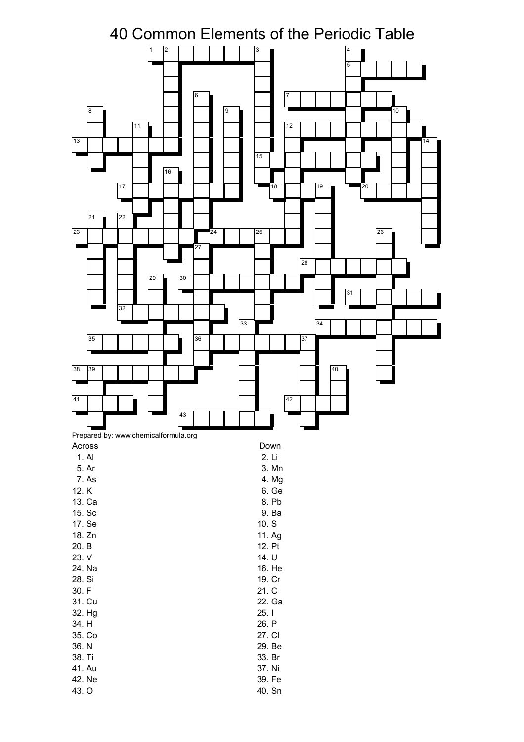# 40 Common Elements of the Periodic Table

Prepared by: www.chemicalformula.org

**Across**

1. Al
5. Ar
7. As
12. K
13. Ca
15. Sc
17. Se
18. Zn
20. B
23. V
24. Na
28. Si
30. F
31. Cu
32. Hg
34. H
35. Co
36. N
38. Ti
41. Au
42. Ne
43. O

**Down**

2. Li
3. Mn
4. Mg
6. Ge
8. Pb
9. Ba
10. S
11. Ag
12. Pt
14. U
16. He
19. Cr
21. C
22. Ga
25. I
26. P
27. Cl
29. Be
33. Br
37. Ni
39. Fe
40. Sn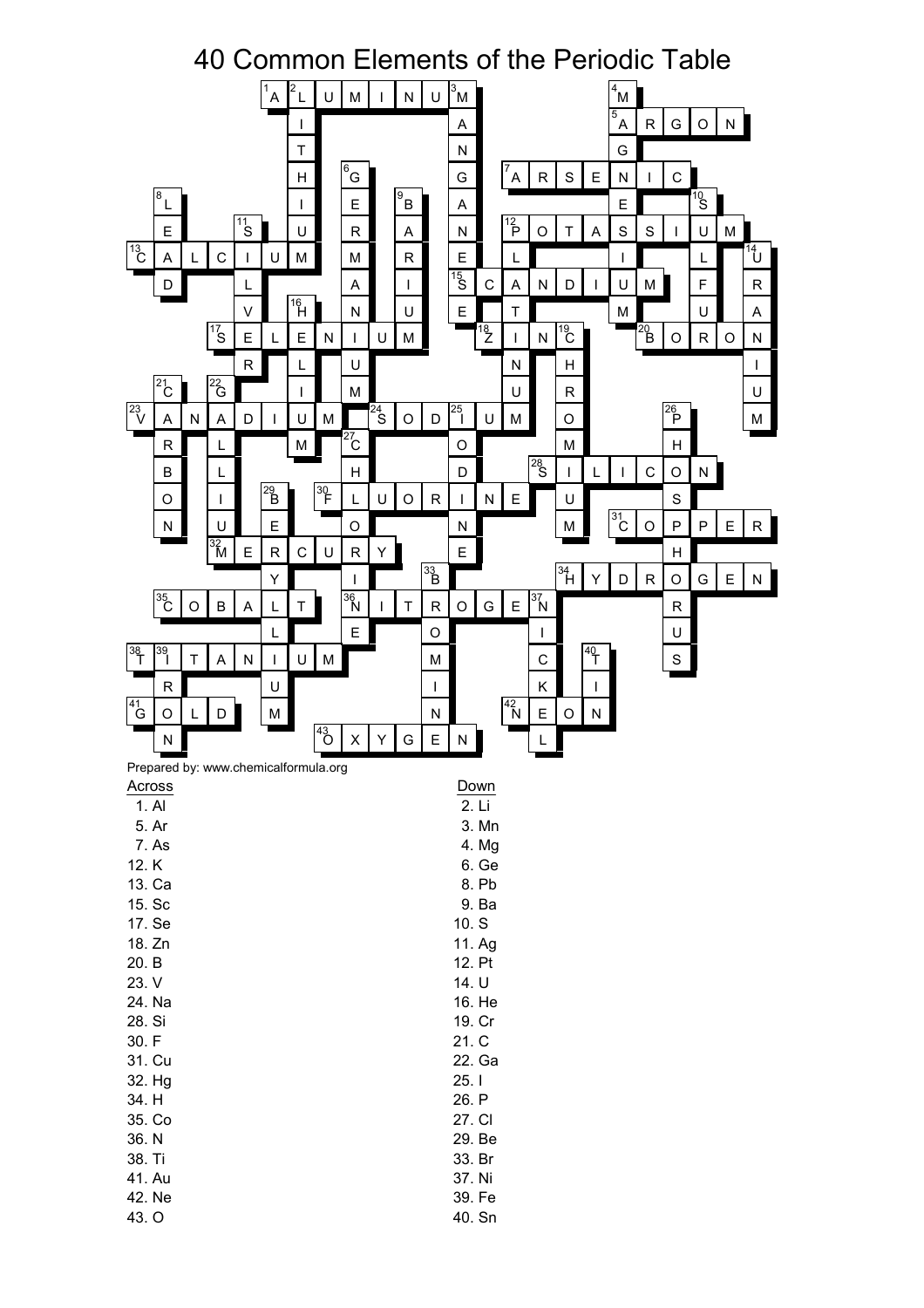# 40 Common Elements of the Periodic Table

Prepared by: www.chemicalformula.org

**Across**

- 1. Al
- 5. Ar
- 7. As
- 12. K
- 13. Ca
- 15. Sc
- 17. Se
- 18. Zn
- 20. B
- 23. V
- 24. Na
- 28. Si
- 30. F
- 31. Cu
- 32. Hg
- 34. H
- 35. Co
- 36. N
- 38. Ti
- 41. Au
- 42. Ne
- 43. O

**Down**

- 2. Li
- 3. Mn
- 4. Mg
- 6. Ge
- 8. Pb
- 9. Ba
- 10. S
- 11. Ag
- 12. Pt
- 14. U
- 16. He
- 19. Cr
- 21. C
- 22. Ga
- 25. I
- 26. P
- 27. Cl
- 29. Be
- 33. Br
- 37. Ni
- 39. Fe
- 40. Sn